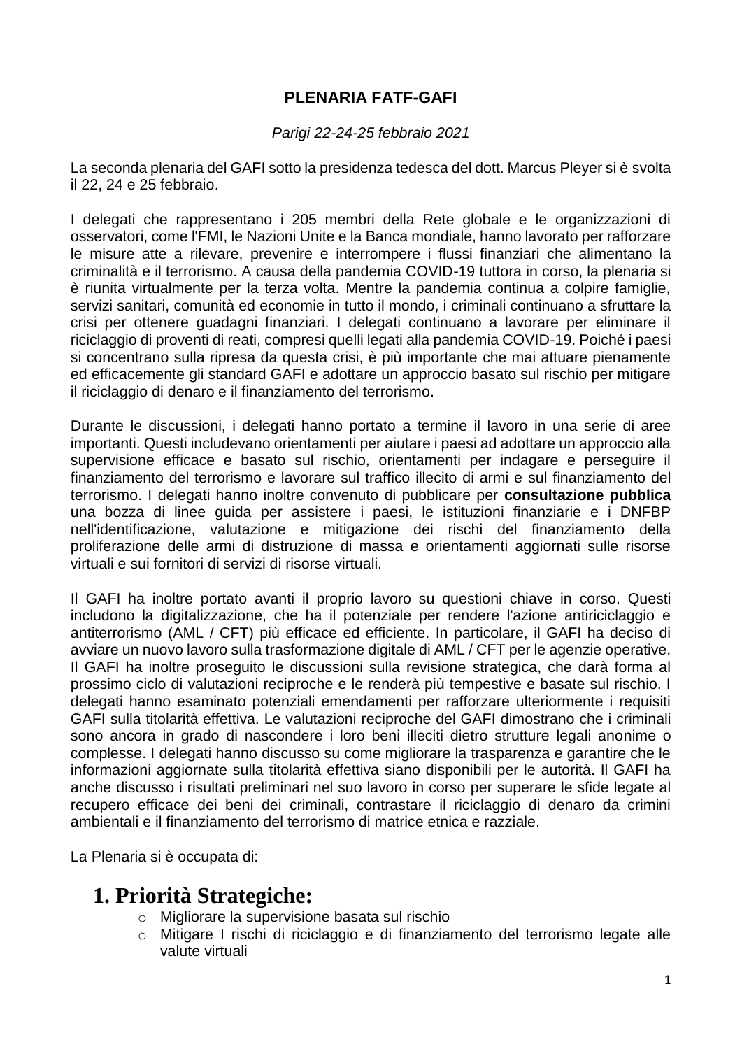# PLENARIA FATF-GAFI

*Parigi 22-24-25 febbraio 2021*

La seconda plenaria del GAFI sotto la presidenza tedesca del dott. Marcus Pleyer si è svolta il 22, 24 e 25 febbraio.

I delegati che rappresentano i 205 membri della Rete globale e le organizzazioni di osservatori, come l'FMI, le Nazioni Unite e la Banca mondiale, hanno lavorato per rafforzare le misure atte a rilevare, prevenire e interrompere i flussi finanziari che alimentano la criminalità e il terrorismo. A causa della pandemia COVID-19 tuttora in corso, la plenaria si è riunita virtualmente per la terza volta. Mentre la pandemia continua a colpire famiglie, servizi sanitari, comunità ed economie in tutto il mondo, i criminali continuano a sfruttare la crisi per ottenere guadagni finanziari. I delegati continuano a lavorare per eliminare il riciclaggio di proventi di reati, compresi quelli legati alla pandemia COVID-19. Poiché i paesi si concentrano sulla ripresa da questa crisi, è più importante che mai attuare pienamente ed efficacemente gli standard GAFI e adottare un approccio basato sul rischio per mitigare il riciclaggio di denaro e il finanziamento del terrorismo.

Durante le discussioni, i delegati hanno portato a termine il lavoro in una serie di aree importanti. Questi includevano orientamenti per aiutare i paesi ad adottare un approccio alla supervisione efficace e basato sul rischio, orientamenti per indagare e perseguire il finanziamento del terrorismo e lavorare sul traffico illecito di armi e sul finanziamento del terrorismo. I delegati hanno inoltre convenuto di pubblicare per **consultazione pubblica** una bozza di linee guida per assistere i paesi, le istituzioni finanziarie e i DNFBP nell'identificazione, valutazione e mitigazione dei rischi del finanziamento della proliferazione delle armi di distruzione di massa e orientamenti aggiornati sulle risorse virtuali e sui fornitori di servizi di risorse virtuali.

Il GAFI ha inoltre portato avanti il proprio lavoro su questioni chiave in corso. Questi includono la digitalizzazione, che ha il potenziale per rendere l'azione antiriciclaggio e antiterrorismo (AML / CFT) più efficace ed efficiente. In particolare, il GAFI ha deciso di avviare un nuovo lavoro sulla trasformazione digitale di AML / CFT per le agenzie operative. Il GAFI ha inoltre proseguito le discussioni sulla revisione strategica, che darà forma al prossimo ciclo di valutazioni reciproche e le renderà più tempestive e basate sul rischio. I delegati hanno esaminato potenziali emendamenti per rafforzare ulteriormente i requisiti GAFI sulla titolarità effettiva. Le valutazioni reciproche del GAFI dimostrano che i criminali sono ancora in grado di nascondere i loro beni illeciti dietro strutture legali anonime o complesse. I delegati hanno discusso su come migliorare la trasparenza e garantire che le informazioni aggiornate sulla titolarità effettiva siano disponibili per le autorità. Il GAFI ha anche discusso i risultati preliminari nel suo lavoro in corso per superare le sfide legate al recupero efficace dei beni dei criminali, contrastare il riciclaggio di denaro da crimini ambientali e il finanziamento del terrorismo di matrice etnica e razziale.

La Plenaria si è occupata di:

## 1. Priorità Strategiche:

- Migliorare la supervisione basata sul rischio
- Mitigare I rischi di riciclaggio e di finanziamento del terrorismo legate alle valute virtuali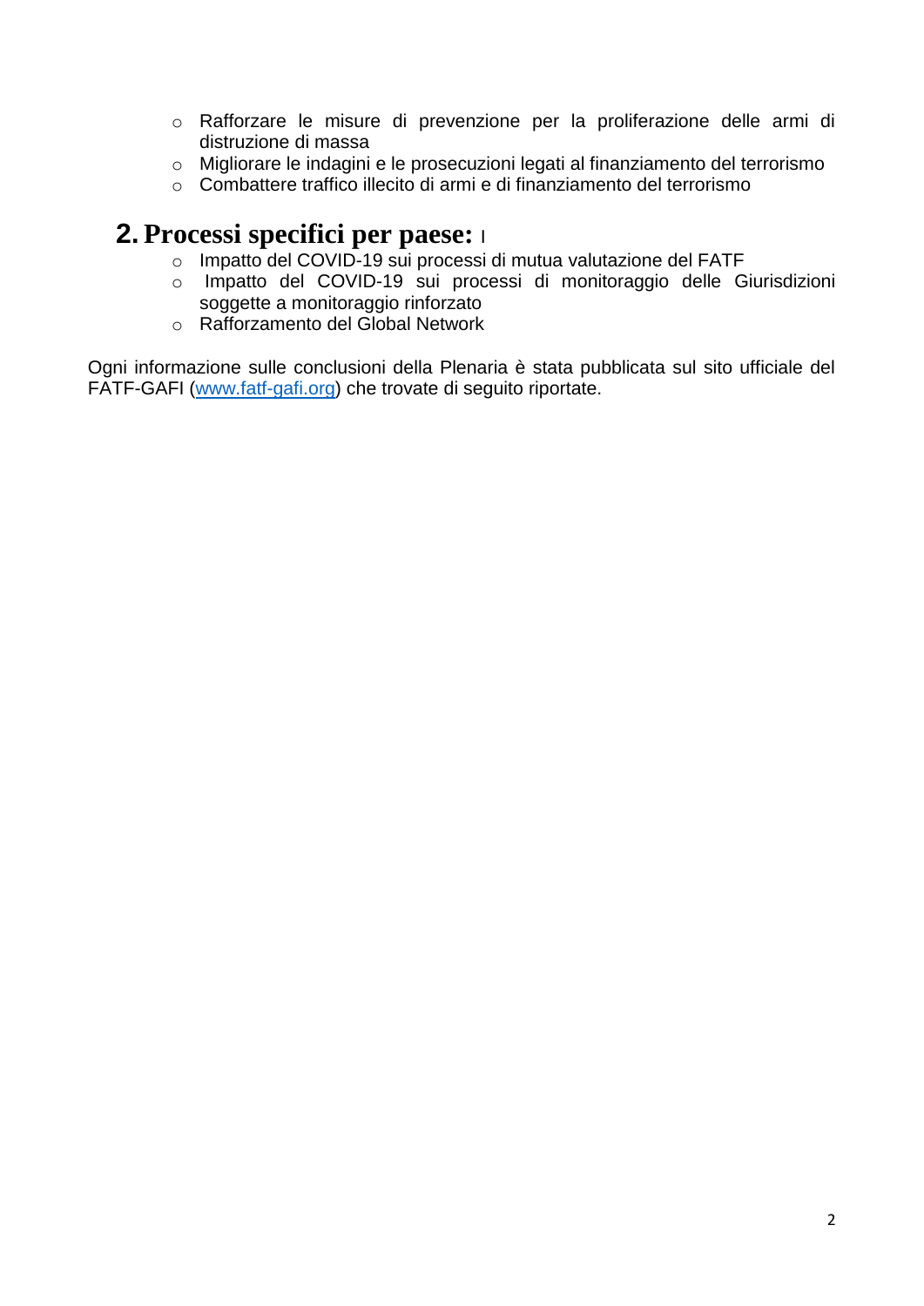- Rafforzare le misure di prevenzione per la proliferazione delle armi di distruzione di massa
- Migliorare le indagini e le prosecuzioni legati al finanziamento del terrorismo
- Combattere traffico illecito di armi e di finanziamento del terrorismo

## 2. Processi specifici per paese: I

- Impatto del COVID-19 sui processi di mutua valutazione del FATF
- Impatto del COVID-19 sui processi di monitoraggio delle Giurisdizioni soggette a monitoraggio rinforzato
- Rafforzamento del Global Network

Ogni informazione sulle conclusioni della Plenaria è stata pubblicata sul sito ufficiale del FATF-GAFI ([www.fatf-gafi.org](http://www.fatf-gafi.org)) che trovate di seguito riportate.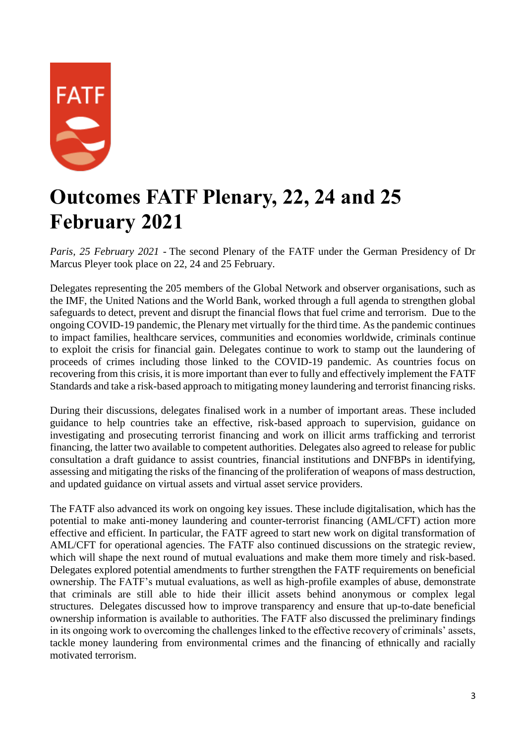# Outcomes FATF Plenary, 22, 24 and 25 February 2021

*Paris, 25 February 2021* - The second Plenary of the FATF under the German Presidency of Dr Marcus Pleyer took place on 22, 24 and 25 February.

Delegates representing the 205 members of the Global Network and observer organisations, such as the IMF, the United Nations and the World Bank, worked through a full agenda to strengthen global safeguards to detect, prevent and disrupt the financial flows that fuel crime and terrorism. Due to the ongoing COVID-19 pandemic, the Plenary met virtually for the third time. As the pandemic continues to impact families, healthcare services, communities and economies worldwide, criminals continue to exploit the crisis for financial gain. Delegates continue to work to stamp out the laundering of proceeds of crimes including those linked to the COVID-19 pandemic. As countries focus on recovering from this crisis, it is more important than ever to fully and effectively implement the FATF Standards and take a risk-based approach to mitigating money laundering and terrorist financing risks.

During their discussions, delegates finalised work in a number of important areas. These included guidance to help countries take an effective, risk-based approach to supervision, guidance on investigating and prosecuting terrorist financing and work on illicit arms trafficking and terrorist financing, the latter two available to competent authorities. Delegates also agreed to release for public consultation a draft guidance to assist countries, financial institutions and DNFBPs in identifying, assessing and mitigating the risks of the financing of the proliferation of weapons of mass destruction, and updated guidance on virtual assets and virtual asset service providers.

The FATF also advanced its work on ongoing key issues. These include digitalisation, which has the potential to make anti-money laundering and counter-terrorist financing (AML/CFT) action more effective and efficient. In particular, the FATF agreed to start new work on digital transformation of AML/CFT for operational agencies. The FATF also continued discussions on the strategic review, which will shape the next round of mutual evaluations and make them more timely and risk-based. Delegates explored potential amendments to further strengthen the FATF requirements on beneficial ownership. The FATF's mutual evaluations, as well as high-profile examples of abuse, demonstrate that criminals are still able to hide their illicit assets behind anonymous or complex legal structures. Delegates discussed how to improve transparency and ensure that up-to-date beneficial ownership information is available to authorities. The FATF also discussed the preliminary findings in its ongoing work to overcoming the challenges linked to the effective recovery of criminals' assets, tackle money laundering from environmental crimes and the financing of ethnically and racially motivated terrorism.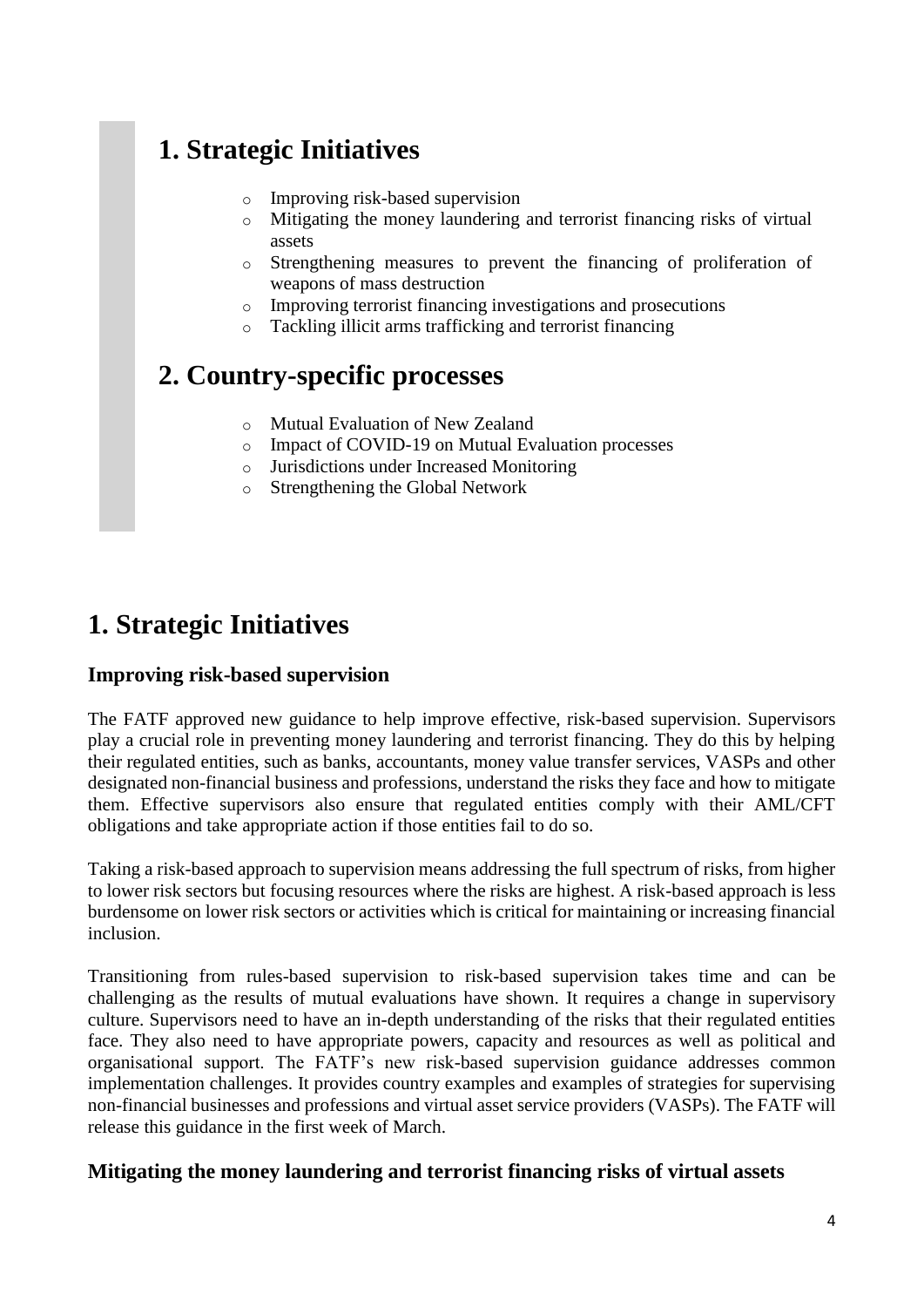## 1. Strategic Initiatives

- Improving risk-based supervision
- Mitigating the money laundering and terrorist financing risks of virtual assets
- Strengthening measures to prevent the financing of proliferation of weapons of mass destruction
- Improving terrorist financing investigations and prosecutions
- Tackling illicit arms trafficking and terrorist financing

## 2. Country-specific processes

- Mutual Evaluation of New Zealand
- Impact of COVID-19 on Mutual Evaluation processes
- Jurisdictions under Increased Monitoring
- Strengthening the Global Network

# 1. Strategic Initiatives

### Improving risk-based supervision

The FATF approved new guidance to help improve effective, risk-based supervision. Supervisors play a crucial role in preventing money laundering and terrorist financing. They do this by helping their regulated entities, such as banks, accountants, money value transfer services, VASPs and other designated non-financial business and professions, understand the risks they face and how to mitigate them. Effective supervisors also ensure that regulated entities comply with their AML/CFT obligations and take appropriate action if those entities fail to do so.

Taking a risk-based approach to supervision means addressing the full spectrum of risks, from higher to lower risk sectors but focusing resources where the risks are highest. A risk-based approach is less burdensome on lower risk sectors or activities which is critical for maintaining or increasing financial inclusion.

Transitioning from rules-based supervision to risk-based supervision takes time and can be challenging as the results of mutual evaluations have shown. It requires a change in supervisory culture. Supervisors need to have an in-depth understanding of the risks that their regulated entities face. They also need to have appropriate powers, capacity and resources as well as political and organisational support. The FATF's new risk-based supervision guidance addresses common implementation challenges. It provides country examples and examples of strategies for supervising non-financial businesses and professions and virtual asset service providers (VASPs). The FATF will release this guidance in the first week of March.

### Mitigating the money laundering and terrorist financing risks of virtual assets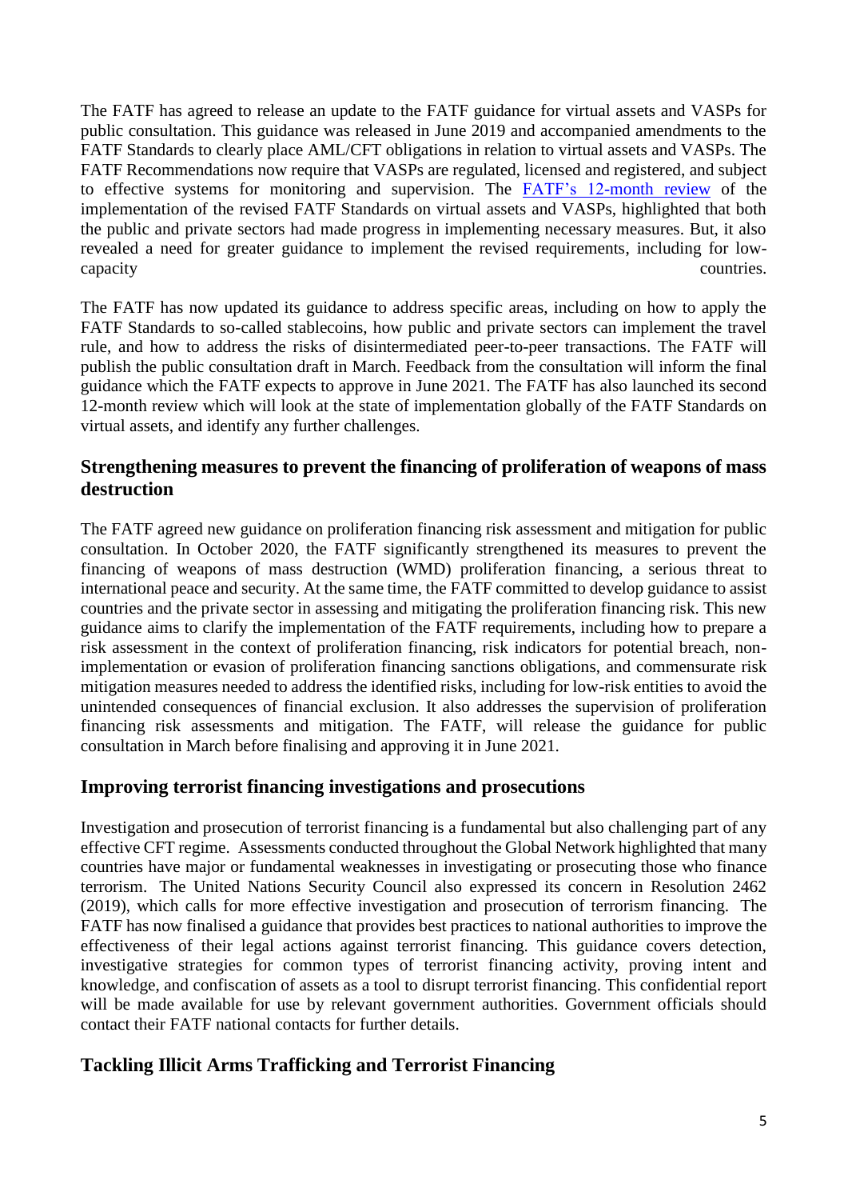The FATF has agreed to release an update to the FATF guidance for virtual assets and VASPs for public consultation. This guidance was released in June 2019 and accompanied amendments to the FATF Standards to clearly place AML/CFT obligations in relation to virtual assets and VASPs. The FATF Recommendations now require that VASPs are regulated, licensed and registered, and subject to effective systems for monitoring and supervision. The FATF's 12-month review of the implementation of the revised FATF Standards on virtual assets and VASPs, highlighted that both the public and private sectors had made progress in implementing necessary measures. But, it also revealed a need for greater guidance to implement the revised requirements, including for low-capacity countries.

The FATF has now updated its guidance to address specific areas, including on how to apply the FATF Standards to so-called stablecoins, how public and private sectors can implement the travel rule, and how to address the risks of disintermediated peer-to-peer transactions. The FATF will publish the public consultation draft in March. Feedback from the consultation will inform the final guidance which the FATF expects to approve in June 2021. The FATF has also launched its second 12-month review which will look at the state of implementation globally of the FATF Standards on virtual assets, and identify any further challenges.

## Strengthening measures to prevent the financing of proliferation of weapons of mass destruction

The FATF agreed new guidance on proliferation financing risk assessment and mitigation for public consultation. In October 2020, the FATF significantly strengthened its measures to prevent the financing of weapons of mass destruction (WMD) proliferation financing, a serious threat to international peace and security. At the same time, the FATF committed to develop guidance to assist countries and the private sector in assessing and mitigating the proliferation financing risk. This new guidance aims to clarify the implementation of the FATF requirements, including how to prepare a risk assessment in the context of proliferation financing, risk indicators for potential breach, non-implementation or evasion of proliferation financing sanctions obligations, and commensurate risk mitigation measures needed to address the identified risks, including for low-risk entities to avoid the unintended consequences of financial exclusion. It also addresses the supervision of proliferation financing risk assessments and mitigation. The FATF, will release the guidance for public consultation in March before finalising and approving it in June 2021.

## Improving terrorist financing investigations and prosecutions

Investigation and prosecution of terrorist financing is a fundamental but also challenging part of any effective CFT regime. Assessments conducted throughout the Global Network highlighted that many countries have major or fundamental weaknesses in investigating or prosecuting those who finance terrorism. The United Nations Security Council also expressed its concern in Resolution 2462 (2019), which calls for more effective investigation and prosecution of terrorism financing. The FATF has now finalised a guidance that provides best practices to national authorities to improve the effectiveness of their legal actions against terrorist financing. This guidance covers detection, investigative strategies for common types of terrorist financing activity, proving intent and knowledge, and confiscation of assets as a tool to disrupt terrorist financing. This confidential report will be made available for use by relevant government authorities. Government officials should contact their FATF national contacts for further details.

## Tackling Illicit Arms Trafficking and Terrorist Financing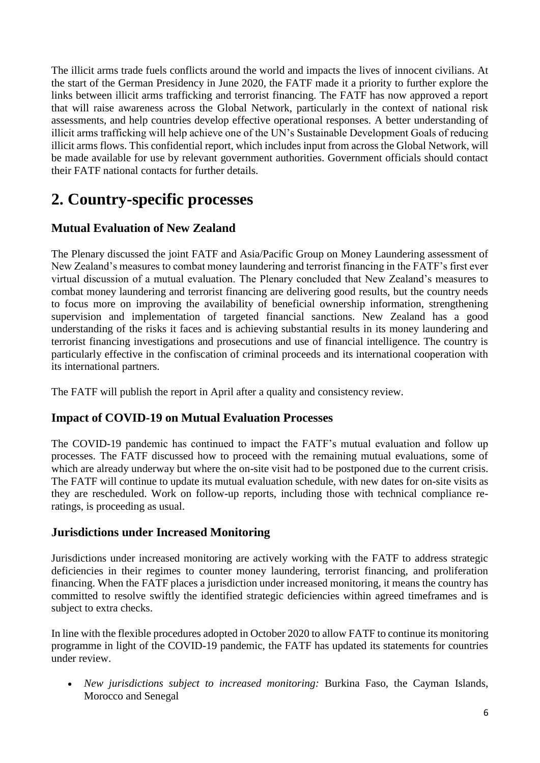The illicit arms trade fuels conflicts around the world and impacts the lives of innocent civilians. At the start of the German Presidency in June 2020, the FATF made it a priority to further explore the links between illicit arms trafficking and terrorist financing. The FATF has now approved a report that will raise awareness across the Global Network, particularly in the context of national risk assessments, and help countries develop effective operational responses. A better understanding of illicit arms trafficking will help achieve one of the UN's Sustainable Development Goals of reducing illicit arms flows. This confidential report, which includes input from across the Global Network, will be made available for use by relevant government authorities. Government officials should contact their FATF national contacts for further details.

# 2. Country-specific processes

### Mutual Evaluation of New Zealand

The Plenary discussed the joint FATF and Asia/Pacific Group on Money Laundering assessment of New Zealand's measures to combat money laundering and terrorist financing in the FATF's first ever virtual discussion of a mutual evaluation. The Plenary concluded that New Zealand's measures to combat money laundering and terrorist financing are delivering good results, but the country needs to focus more on improving the availability of beneficial ownership information, strengthening supervision and implementation of targeted financial sanctions. New Zealand has a good understanding of the risks it faces and is achieving substantial results in its money laundering and terrorist financing investigations and prosecutions and use of financial intelligence. The country is particularly effective in the confiscation of criminal proceeds and its international cooperation with its international partners.

The FATF will publish the report in April after a quality and consistency review.

### Impact of COVID-19 on Mutual Evaluation Processes

The COVID-19 pandemic has continued to impact the FATF's mutual evaluation and follow up processes. The FATF discussed how to proceed with the remaining mutual evaluations, some of which are already underway but where the on-site visit had to be postponed due to the current crisis. The FATF will continue to update its mutual evaluation schedule, with new dates for on-site visits as they are rescheduled. Work on follow-up reports, including those with technical compliance re-ratings, is proceeding as usual.

### Jurisdictions under Increased Monitoring

Jurisdictions under increased monitoring are actively working with the FATF to address strategic deficiencies in their regimes to counter money laundering, terrorist financing, and proliferation financing. When the FATF places a jurisdiction under increased monitoring, it means the country has committed to resolve swiftly the identified strategic deficiencies within agreed timeframes and is subject to extra checks.

In line with the flexible procedures adopted in October 2020 to allow FATF to continue its monitoring programme in light of the COVID-19 pandemic, the FATF has updated its statements for countries under review.

- *New jurisdictions subject to increased monitoring:* Burkina Faso, the Cayman Islands, Morocco and Senegal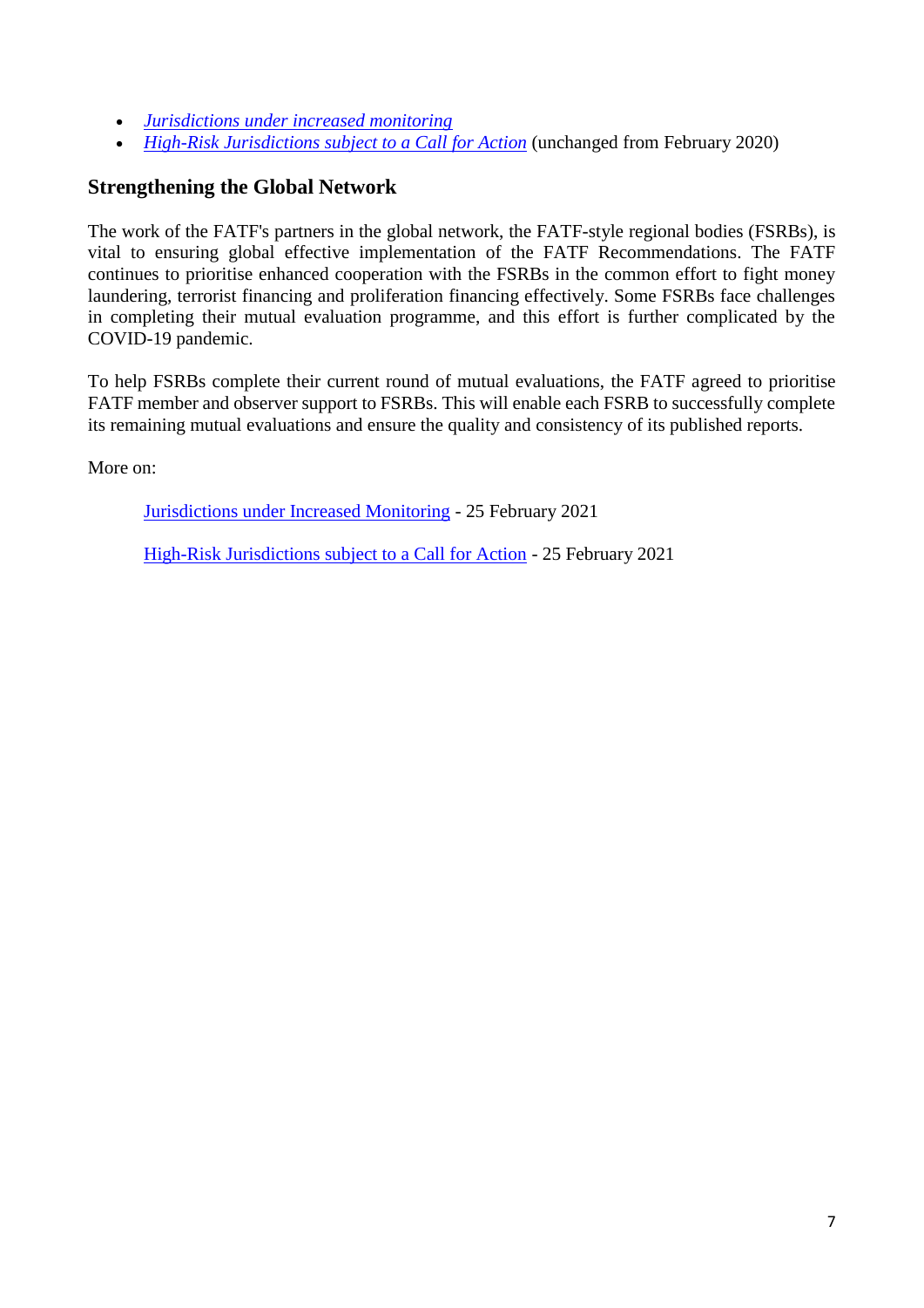- *Jurisdictions under increased monitoring*
- *High-Risk Jurisdictions subject to a Call for Action* (unchanged from February 2020)

## Strengthening the Global Network

The work of the FATF's partners in the global network, the FATF-style regional bodies (FSRBs), is vital to ensuring global effective implementation of the FATF Recommendations. The FATF continues to prioritise enhanced cooperation with the FSRBs in the common effort to fight money laundering, terrorist financing and proliferation financing effectively. Some FSRBs face challenges in completing their mutual evaluation programme, and this effort is further complicated by the COVID-19 pandemic.

To help FSRBs complete their current round of mutual evaluations, the FATF agreed to prioritise FATF member and observer support to FSRBs. This will enable each FSRB to successfully complete its remaining mutual evaluations and ensure the quality and consistency of its published reports.

More on:

Jurisdictions under Increased Monitoring - 25 February 2021

High-Risk Jurisdictions subject to a Call for Action - 25 February 2021